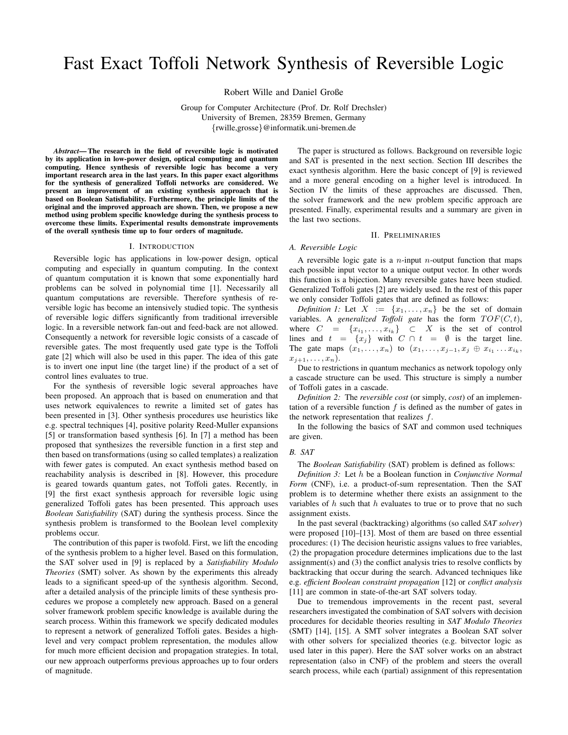# Fast Exact Toffoli Network Synthesis of Reversible Logic

Robert Wille and Daniel Große

Group for Computer Architecture (Prof. Dr. Rolf Drechsler)
University of Bremen, 28359 Bremen, Germany
{rwille,grosse}@informatik.uni-bremen.de

***Abstract*— The research in the field of reversible logic is motivated by its application in low-power design, optical computing and quantum computing. Hence synthesis of reversible logic has become a very important research area in the last years. In this paper exact algorithms for the synthesis of generalized Toffoli networks are considered. We present an improvement of an existing synthesis approach that is based on Boolean Satisfiability. Furthermore, the principle limits of the original and the improved approach are shown. Then, we propose a new method using problem specific knowledge during the synthesis process to overcome these limits. Experimental results demonstrate improvements of the overall synthesis time up to four orders of magnitude.**

## I. Introduction

Reversible logic has applications in low-power design, optical computing and especially in quantum computing. In the context of quantum computation it is known that some exponentially hard problems can be solved in polynomial time [1]. Necessarily all quantum computations are reversible. Therefore synthesis of reversible logic has become an intensively studied topic. The synthesis of reversible logic differs significantly from traditional irreversible logic. In a reversible network fan-out and feed-back are not allowed. Consequently a network for reversible logic consists of a cascade of reversible gates. The most frequently used gate type is the Toffoli gate [2] which will also be used in this paper. The idea of this gate is to invert one input line (the target line) if the product of a set of control lines evaluates to true.

For the synthesis of reversible logic several approaches have been proposed. An approach that is based on enumeration and that uses network equivalences to rewrite a limited set of gates has been presented in [3]. Other synthesis procedures use heuristics like e.g. spectral techniques [4], positive polarity Reed-Muller expansions [5] or transformation based synthesis [6]. In [7] a method has been proposed that synthesizes the reversible function in a first step and then based on transformations (using so called templates) a realization with fewer gates is computed. An exact synthesis method based on reachability analysis is described in [8]. However, this procedure is geared towards quantum gates, not Toffoli gates. Recently, in [9] the first exact synthesis approach for reversible logic using generalized Toffoli gates has been presented. This approach uses *Boolean Satisfiability* (SAT) during the synthesis process. Since the synthesis problem is transformed to the Boolean level complexity problems occur.

The contribution of this paper is twofold. First, we lift the encoding of the synthesis problem to a higher level. Based on this formulation, the SAT solver used in [9] is replaced by a *Satisfiability Modulo Theories* (SMT) solver. As shown by the experiments this already leads to a significant speed-up of the synthesis algorithm. Second, after a detailed analysis of the principle limits of these synthesis procedures we propose a completely new approach. Based on a general solver framework problem specific knowledge is available during the search process. Within this framework we specify dedicated modules to represent a network of generalized Toffoli gates. Besides a high-level and very compact problem representation, the modules allow for much more efficient decision and propagation strategies. In total, our new approach outperforms previous approaches up to four orders of magnitude.

The paper is structured as follows. Background on reversible logic and SAT is presented in the next section. Section III describes the exact synthesis algorithm. Here the basic concept of [9] is reviewed and a more general encoding on a higher level is introduced. In Section IV the limits of these approaches are discussed. Then, the solver framework and the new problem specific approach are presented. Finally, experimental results and a summary are given in the last two sections.

## II. Preliminaries

### A. Reversible Logic

A reversible logic gate is a $n$-input $n$-output function that maps each possible input vector to a unique output vector. In other words this function is a bijection. Many reversible gates have been studied. Generalized Toffoli gates [2] are widely used. In the rest of this paper we only consider Toffoli gates that are defined as follows:

*Definition 1:* Let $X := \{x_1, \ldots, x_n\}$ be the set of domain variables. A *generalized Toffoli gate* has the form $TOF(C, t)$, where $C = \{x_{i_1}, \ldots, x_{i_k}\} \subset X$ is the set of control lines and $t = \{x_j\}$ with $C \cap t = \emptyset$ is the target line. The gate maps $(x_1, \ldots, x_n)$ to $(x_1, \ldots, x_{j-1}, x_j \oplus x_{i_1} \ldots x_{i_k}, x_{j+1}, \ldots, x_n)$.

Due to restrictions in quantum mechanics as network topology only a cascade structure can be used. This structure is simply a number of Toffoli gates in a cascade.

*Definition 2:* The *reversible cost* (or simply, *cost*) of an implementation of a reversible function $f$ is defined as the number of gates in the network representation that realizes $f$.

In the following the basics of SAT and common used techniques are given.

### B. SAT

The *Boolean Satisfiability* (SAT) problem is defined as follows:

*Definition 3:* Let $h$ be a Boolean function in *Conjunctive Normal Form* (CNF), i.e. a product-of-sum representation. Then the SAT problem is to determine whether there exists an assignment to the variables of $h$ such that $h$ evaluates to true or to prove that no such assignment exists.

In the past several (backtracking) algorithms (so called *SAT solver*) were proposed [10]–[13]. Most of them are based on three essential procedures: (1) The decision heuristic assigns values to free variables, (2) the propagation procedure determines implications due to the last assignment(s) and (3) the conflict analysis tries to resolve conflicts by backtracking that occur during the search. Advanced techniques like e.g. *efficient Boolean constraint propagation* [12] or *conflict analysis* [11] are common in state-of-the-art SAT solvers today.

Due to tremendous improvements in the recent past, several researchers investigated the combination of SAT solvers with decision procedures for decidable theories resulting in *SAT Modulo Theories* (SMT) [14], [15]. A SMT solver integrates a Boolean SAT solver with other solvers for specialized theories (e.g. bitvector logic as used later in this paper). Here the SAT solver works on an abstract representation (also in CNF) of the problem and steers the overall search process, while each (partial) assignment of this representation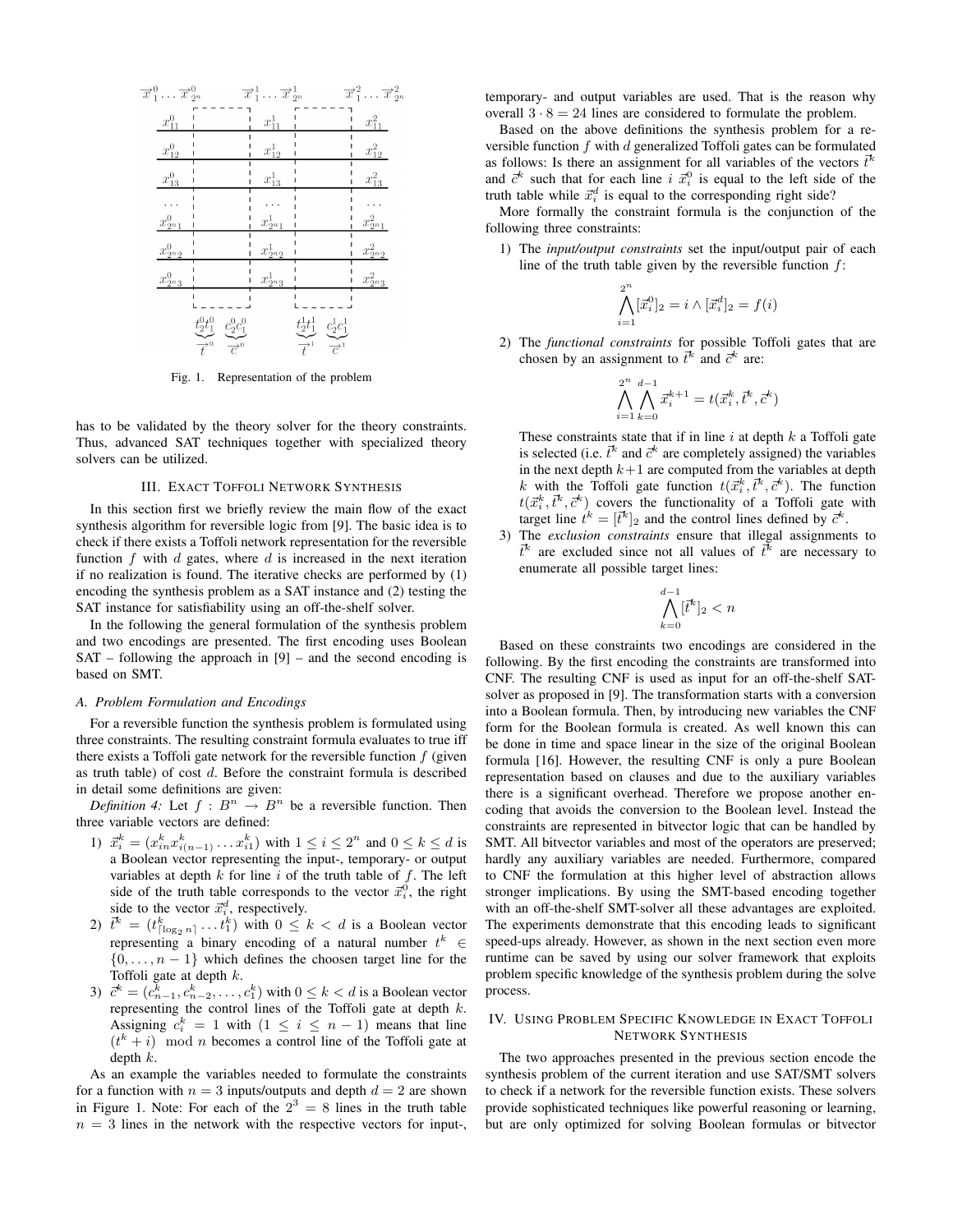Fig. 1. Representation of the problem

has to be validated by the theory solver for the theory constraints. Thus, advanced SAT techniques together with specialized theory solvers can be utilized.

## III. Exact Toffoli Network Synthesis

In this section first we briefly review the main flow of the exact synthesis algorithm for reversible logic from [9]. The basic idea is to check if there exists a Toffoli network representation for the reversible function $f$ with $d$ gates, where $d$ is increased in the next iteration if no realization is found. The iterative checks are performed by (1) encoding the synthesis problem as a SAT instance and (2) testing the SAT instance for satisfiability using an off-the-shelf solver.

In the following the general formulation of the synthesis problem and two encodings are presented. The first encoding uses Boolean SAT – following the approach in [9] – and the second encoding is based on SMT.

### A. Problem Formulation and Encodings

For a reversible function the synthesis problem is formulated using three constraints. The resulting constraint formula evaluates to true iff there exists a Toffoli gate network for the reversible function $f$ (given as truth table) of cost $d$. Before the constraint formula is described in detail some definitions are given:

*Definition 4:* Let $f : B^n \to B^n$ be a reversible function. Then three variable vectors are defined:

1) $\vec{x}_i^k = (x_{in}^k x_{i(n-1)}^k \dots x_{i1}^k)$ with $1 \le i \le 2^n$ and $0 \le k \le d$ is a Boolean vector representing the input-, temporary- or output variables at depth $k$ for line $i$ of the truth table of $f$. The left side of the truth table corresponds to the vector $\vec{x}_i^0$, the right side to the vector $\vec{x}_i^d$, respectively.
2) $\vec{t}^k = (t_{\lceil \log_2 n \rceil}^k \dots t_1^k)$ with $0 \le k < d$ is a Boolean vector representing a binary encoding of a natural number $t^k \in \{0, \dots, n-1\}$ which defines the choosen target line for the Toffoli gate at depth $k$.
3) $\vec{c}^k = (c_{n-1}^k, c_{n-2}^k, \dots, c_1^k)$ with $0 \le k < d$ is a Boolean vector representing the control lines of the Toffoli gate at depth $k$. Assigning $c_i^k = 1$ with $(1 \le i \le n-1)$ means that line $(t^k + i) \mod n$ becomes a control line of the Toffoli gate at depth $k$.

As an example the variables needed to formulate the constraints for a function with $n = 3$ inputs/outputs and depth $d = 2$ are shown in Figure 1. Note: For each of the $2^3 = 8$ lines in the truth table $n = 3$ lines in the network with the respective vectors for input-, temporary- and output variables are used. That is the reason why overall $3 \cdot 8 = 24$ lines are considered to formulate the problem.

Based on the above definitions the synthesis problem for a reversible function $f$ with $d$ generalized Toffoli gates can be formulated as follows: Is there an assignment for all variables of the vectors $\vec{t}^k$ and $\vec{c}^k$ such that for each line $i$ $\vec{x}_i^0$ is equal to the left side of the truth table while $\vec{x}_i^d$ is equal to the corresponding right side?

More formally the constraint formula is the conjunction of the following three constraints:

1) The *input/output constraints* set the input/output pair of each line of the truth table given by the reversible function $f$:
$$\bigwedge_{i=1}^{2^n} [\vec{x}_i^0]_2 = i \wedge [\vec{x}_i^d]_2 = f(i)$$
2) The *functional constraints* for possible Toffoli gates that are chosen by an assignment to $\vec{t}^k$ and $\vec{c}^k$ are:
$$\bigwedge_{i=1}^{2^n} \bigwedge_{k=0}^{d-1} \vec{x}_i^{k+1} = t(\vec{x}_i^k, \vec{t}^k, \vec{c}^k)$$
These constraints state that if in line $i$ at depth $k$ a Toffoli gate is selected (i.e. $\vec{t}^k$ and $\vec{c}^k$ are completely assigned) the variables in the next depth $k+1$ are computed from the variables at depth $k$ with the Toffoli gate function $t(\vec{x}_i^k, \vec{t}^k, \vec{c}^k)$. The function $t(\vec{x}_i^k, \vec{t}^k, \vec{c}^k)$ covers the functionality of a Toffoli gate with target line $t^k = [\vec{t}^k]_2$ and the control lines defined by $\vec{c}^k$.
3) The *exclusion constraints* ensure that illegal assignments to $\vec{t}^k$ are excluded since not all values of $\vec{t}^k$ are necessary to enumerate all possible target lines:
$$\bigwedge_{k=0}^{d-1} [\vec{t}^k]_2 < n$$

Based on these constraints two encodings are considered in the following. By the first encoding the constraints are transformed into CNF. The resulting CNF is used as input for an off-the-shelf SAT-solver as proposed in [9]. The transformation starts with a conversion into a Boolean formula. Then, by introducing new variables the CNF form for the Boolean formula is created. As well known this can be done in time and space linear in the size of the original Boolean formula [16]. However, the resulting CNF is only a pure Boolean representation based on clauses and due to the auxiliary variables there is a significant overhead. Therefore we propose another encoding that avoids the conversion to the Boolean level. Instead the constraints are represented in bitvector logic that can be handled by SMT. All bitvector variables and most of the operators are preserved; hardly any auxiliary variables are needed. Furthermore, compared to CNF the formulation at this higher level of abstraction allows stronger implications. By using the SMT-based encoding together with an off-the-shelf SMT-solver all these advantages are exploited. The experiments demonstrate that this encoding leads to significant speed-ups already. However, as shown in the next section even more runtime can be saved by using our solver framework that exploits problem specific knowledge of the synthesis problem during the solve process.

## IV. Using Problem Specific Knowledge in Exact Toffoli Network Synthesis

The two approaches presented in the previous section encode the synthesis problem of the current iteration and use SAT/SMT solvers to check if a network for the reversible function exists. These solvers provide sophisticated techniques like powerful reasoning or learning, but are only optimized for solving Boolean formulas or bitvector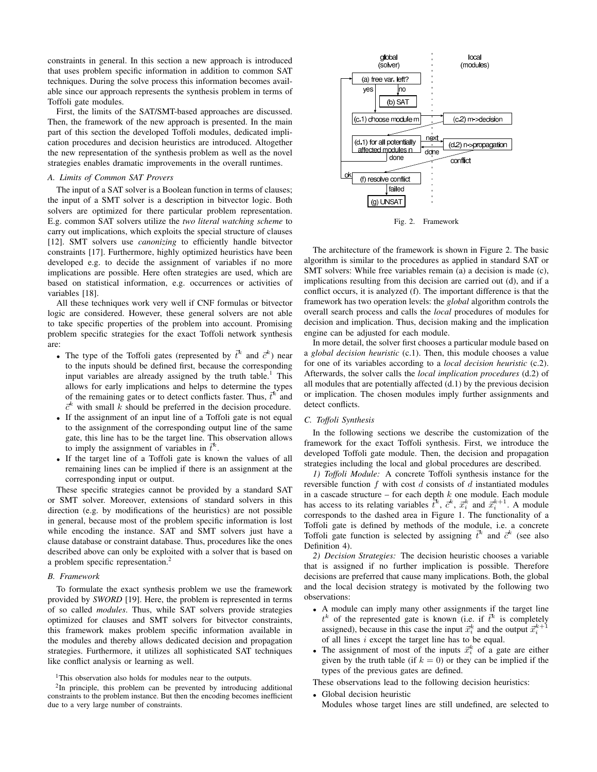constraints in general. In this section a new approach is introduced that uses problem specific information in addition to common SAT techniques. During the solve process this information becomes available since our approach represents the synthesis problem in terms of Toffoli gate modules.

First, the limits of the SAT/SMT-based approaches are discussed. Then, the framework of the new approach is presented. In the main part of this section the developed Toffoli modules, dedicated implication procedures and decision heuristics are introduced. Altogether the new representation of the synthesis problem as well as the novel strategies enables dramatic improvements in the overall runtimes.

### A. Limits of Common SAT Provers

The input of a SAT solver is a Boolean function in terms of clauses; the input of a SMT solver is a description in bitvector logic. Both solvers are optimized for there particular problem representation. E.g. common SAT solvers utilize the *two literal watching scheme* to carry out implications, which exploits the special structure of clauses [12]. SMT solvers use *canonizing* to efficiently handle bitvector constraints [17]. Furthermore, highly optimized heuristics have been developed e.g. to decide the assignment of variables if no more implications are possible. Here often strategies are used, which are based on statistical information, e.g. occurrences or activities of variables [18].

All these techniques work very well if CNF formulas or bitvector logic are considered. However, these general solvers are not able to take specific properties of the problem into account. Promising problem specific strategies for the exact Toffoli network synthesis are:

- The type of the Toffoli gates (represented by $\vec{t}^k$ and $\vec{c}^k$) near to the inputs should be defined first, because the corresponding input variables are already assigned by the truth table.[1] This allows for early implications and helps to determine the types of the remaining gates or to detect conflicts faster. Thus, $\vec{t}^k$ and $\vec{c}^k$ with small $k$ should be preferred in the decision procedure.
- If the assignment of an input line of a Toffoli gate is not equal to the assignment of the corresponding output line of the same gate, this line has to be the target line. This observation allows to imply the assignment of variables in $\vec{t}^k$.
- If the target line of a Toffoli gate is known the values of all remaining lines can be implied if there is an assignment at the corresponding input or output.

These specific strategies cannot be provided by a standard SAT or SMT solver. Moreover, extensions of standard solvers in this direction (e.g. by modifications of the heuristics) are not possible in general, because most of the problem specific information is lost while encoding the instance. SAT and SMT solvers just have a clause database or constraint database. Thus, procedures like the ones described above can only be exploited with a solver that is based on a problem specific representation.[2]

### B. Framework

To formulate the exact synthesis problem we use the framework provided by *SWORD* [19]. Here, the problem is represented in terms of so called *modules*. Thus, while SAT solvers provide strategies optimized for clauses and SMT solvers for bitvector constraints, this framework makes problem specific information available in the modules and thereby allows dedicated decision and propagation strategies. Furthermore, it utilizes all sophisticated SAT techniques like conflict analysis or learning as well.

[1] This observation also holds for modules near to the outputs.

[2] In principle, this problem can be prevented by introducing additional constraints to the problem instance. But then the encoding becomes inefficient due to a very large number of constraints.

Fig. 2. Framework

The architecture of the framework is shown in Figure 2. The basic algorithm is similar to the procedures as applied in standard SAT or SMT solvers: While free variables remain (a) a decision is made (c), implications resulting from this decision are carried out (d), and if a conflict occurs, it is analyzed (f). The important difference is that the framework has two operation levels: the *global* algorithm controls the overall search process and calls the *local* procedures of modules for decision and implication. Thus, decision making and the implication engine can be adjusted for each module.

In more detail, the solver first chooses a particular module based on a *global decision heuristic* (c.1). Then, this module chooses a value for one of its variables according to a *local decision heuristic* (c.2). Afterwards, the solver calls the *local implication procedures* (d.2) of all modules that are potentially affected (d.1) by the previous decision or implication. The chosen modules imply further assignments and detect conflicts.

### C. Toffoli Synthesis

In the following sections we describe the customization of the framework for the exact Toffoli synthesis. First, we introduce the developed Toffoli gate module. Then, the decision and propagation strategies including the local and global procedures are described.

*1) Toffoli Module:* A concrete Toffoli synthesis instance for the reversible function $f$ with cost $d$ consists of $d$ instantiated modules in a cascade structure – for each depth $k$ one module. Each module has access to its relating variables $\vec{t}^k$, $\vec{c}^k$, $\vec{x}_i^k$ and $\vec{x}_i^{k+1}$. A module corresponds to the dashed area in Figure 1. The functionality of a Toffoli gate is defined by methods of the module, i.e. a concrete Toffoli gate function is selected by assigning $\vec{t}^k$ and $\vec{c}^k$ (see also Definition 4).

*2) Decision Strategies:* The decision heuristic chooses a variable that is assigned if no further implication is possible. Therefore decisions are preferred that cause many implications. Both, the global and the local decision strategy is motivated by the following two observations:

- A module can imply many other assignments if the target line $t^k$ of the represented gate is known (i.e. if $\vec{t}^k$ is completely assigned), because in this case the input $\vec{x}_i^k$ and the output $\vec{x}_i^{k+1}$ of all lines $i$ except the target line has to be equal.
- The assignment of most of the inputs $\vec{x}_i^k$ of a gate are either given by the truth table (if $k = 0$) or they can be implied if the types of the previous gates are defined.

These observations lead to the following decision heuristics:

- Global decision heuristic
  Modules whose target lines are still undefined, are selected to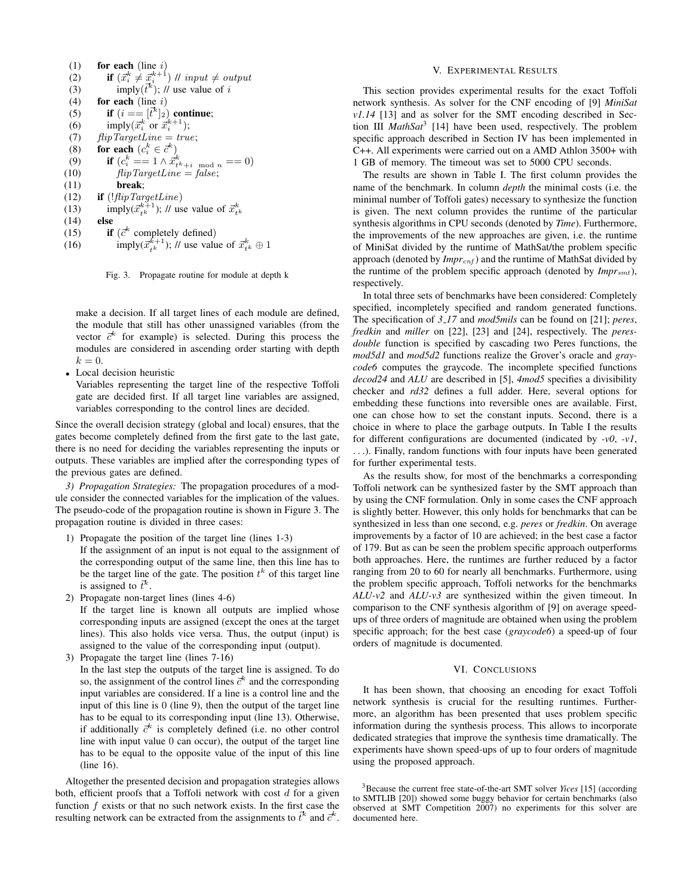```
(1)   for each (line i)
(2)      if (x⃗_i^k ≠ x⃗_i^{k+1}) // input ≠ output
(3)         imply(t⃗^k); // use value of i
(4)   for each (line i)
(5)      if (i == [t⃗^k]_2) continue;
(6)      imply(x⃗_i^k or x⃗_i^{k+1});
(7)   flipTargetLine = true;
(8)   for each (c_i^k ∈ c⃗^k)
(9)      if (c_i^k == 1 ∧ x⃗^k_{t^k+i mod n} == 0)
(10)        flipTargetLine = false;
(11)        break;
(12)  if (!flipTargetLine)
(13)     imply(x⃗^{k+1}_{t^k}); // use value of x⃗^k_{t^k}
(14)  else
(15)     if (c⃗^k completely defined)
(16)        imply(x⃗^{k+1}_{t^k}); // use value of x⃗^k_{t^k} ⊕ 1
```

Fig. 3. Propagate routine for module at depth k

make a decision. If all target lines of each module are defined, the module that still has other unassigned variables (from the vector $\vec{c}^k$ for example) is selected. During this process the modules are considered in ascending order starting with depth $k = 0$.

- Local decision heuristic
  Variables representing the target line of the respective Toffoli gate are decided first. If all target line variables are assigned, variables corresponding to the control lines are decided.

Since the overall decision strategy (global and local) ensures, that the gates become completely defined from the first gate to the last gate, there is no need for deciding the variables representing the inputs or outputs. These variables are implied after the corresponding types of the previous gates are defined.

*3) Propagation Strategies:* The propagation procedures of a module consider the connected variables for the implication of the values. The pseudo-code of the propagation routine is shown in Figure 3. The propagation routine is divided in three cases:

1) Propagate the position of the target line (lines 1-3)
   If the assignment of an input is not equal to the assignment of the corresponding output of the same line, then this line has to be the target line of the gate. The position $t^k$ of this target line is assigned to $\vec{t}^k$.
2) Propagate non-target lines (lines 4-6)
   If the target line is known all outputs are implied whose corresponding inputs are assigned (except the ones at the target lines). This also holds vice versa. Thus, the output (input) is assigned to the value of the corresponding input (output).
3) Propagate the target line (lines 7-16)
   In the last step the outputs of the target line is assigned. To do so, the assignment of the control lines $\vec{c}^k$ and the corresponding input variables are considered. If a line is a control line and the input of this line is 0 (line 9), then the output of the target line has to be equal to its corresponding input (line 13). Otherwise, if additionally $\vec{c}^k$ is completely defined (i.e. no other control line with input value 0 can occur), the output of the target line has to be equal to the opposite value of the input of this line (line 16).

Altogether the presented decision and propagation strategies allows both, efficient proofs that a Toffoli network with cost $d$ for a given function $f$ exists or that no such network exists. In the first case the resulting network can be extracted from the assignments to $\vec{t}^k$ and $\vec{c}^k$.

## V. Experimental Results

This section provides experimental results for the exact Toffoli network synthesis. As solver for the CNF encoding of [9] *MiniSat v1.14* [13] and as solver for the SMT encoding described in Section III *MathSat*[3] [14] have been used, respectively. The problem specific approach described in Section IV has been implemented in C++. All experiments were carried out on a AMD Athlon 3500+ with 1 GB of memory. The timeout was set to 5000 CPU seconds.

The results are shown in Table I. The first column provides the name of the benchmark. In column *depth* the minimal costs (i.e. the minimal number of Toffoli gates) necessary to synthesize the function is given. The next column provides the runtime of the particular synthesis algorithms in CPU seconds (denoted by *Time*). Furthermore, the improvements of the new approaches are given, i.e. the runtime of MiniSat divided by the runtime of MathSat/the problem specific approach (denoted by $Impr_{cnf}$) and the runtime of MathSat divided by the runtime of the problem specific approach (denoted by $Impr_{smt}$), respectively.

In total three sets of benchmarks have been considered: Completely specified, incompletely specified and random generated functions. The specification of *3_17* and *mod5mils* can be found on [21]; *peres*, *fredkin* and *miller* on [22], [23] and [24], respectively. The *peres-double* function is specified by cascading two Peres functions, the *mod5d1* and *mod5d2* functions realize the Grover's oracle and *graycode6* computes the graycode. The incomplete specified functions *decod24* and *ALU* are described in [5], *4mod5* specifies a divisibility checker and *rd32* defines a full adder. Here, several options for embedding these functions into reversible ones are available. First, one can chose how to set the constant inputs. Second, there is a choice in where to place the garbage outputs. In Table I the results for different configurations are documented (indicated by *-v0*, *-v1*, ...). Finally, random functions with four inputs have been generated for further experimental tests.

As the results show, for most of the benchmarks a corresponding Toffoli network can be synthesized faster by the SMT approach than by using the CNF formulation. Only in some cases the CNF approach is slightly better. However, this only holds for benchmarks that can be synthesized in less than one second, e.g. *peres* or *fredkin*. On average improvements by a factor of 10 are achieved; in the best case a factor of 179. But as can be seen the problem specific approach outperforms both approaches. Here, the runtimes are further reduced by a factor ranging from 20 to 60 for nearly all benchmarks. Furthermore, using the problem specific approach, Toffoli networks for the benchmarks *ALU-v2* and *ALU-v3* are synthesized within the given timeout. In comparison to the CNF synthesis algorithm of [9] on average speed-ups of three orders of magnitude are obtained when using the problem specific approach; for the best case (*graycode6*) a speed-up of four orders of magnitude is documented.

## VI. Conclusions

It has been shown, that choosing an encoding for exact Toffoli network synthesis is crucial for the resulting runtimes. Furthermore, an algorithm has been presented that uses problem specific information during the synthesis process. This allows to incorporate dedicated strategies that improve the synthesis time dramatically. The experiments have shown speed-ups of up to four orders of magnitude using the proposed approach.

[3]Because the current free state-of-the-art SMT solver *Yices* [15] (according to SMTLIB [20]) showed some buggy behavior for certain benchmarks (also observed at SMT Competition 2007) no experiments for this solver are documented here.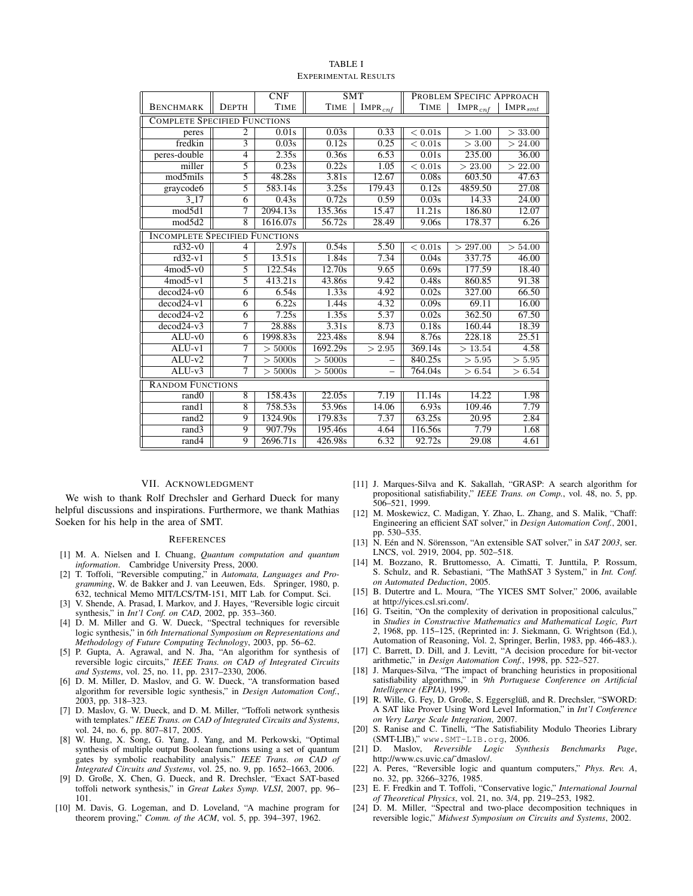TABLE I

EXPERIMENTAL RESULTS

| Benchmark | Depth | CNF | SMT | | Problem Specific Approach | | |
|---|---|---|---|---|---|---|---|
| | | Time | Time | $\text{Impr}_{cnf}$ | Time | $\text{Impr}_{cnf}$ | $\text{Impr}_{smt}$ |
| **Complete Specified Functions** | | | | | | | |
| peres | 2 | 0.01s | 0.03s | 0.33 | $< 0.01$s | $> 1.00$ | $> 33.00$ |
| fredkin | 3 | 0.03s | 0.12s | 0.25 | $< 0.01$s | $> 3.00$ | $> 24.00$ |
| peres-double | 4 | 2.35s | 0.36s | 6.53 | 0.01s | 235.00 | 36.00 |
| miller | 5 | 0.23s | 0.22s | 1.05 | $< 0.01$s | $> 23.00$ | $> 22.00$ |
| mod5mils | 5 | 48.28s | 3.81s | 12.67 | 0.08s | 603.50 | 47.63 |
| graycode6 | 5 | 583.14s | 3.25s | 179.43 | 0.12s | 4859.50 | 27.08 |
| 3_17 | 6 | 0.43s | 0.72s | 0.59 | 0.03s | 14.33 | 24.00 |
| mod5d1 | 7 | 2094.13s | 135.36s | 15.47 | 11.21s | 186.80 | 12.07 |
| mod5d2 | 8 | 1616.07s | 56.72s | 28.49 | 9.06s | 178.37 | 6.26 |
| **Incomplete Specified Functions** | | | | | | | |
| rd32-v0 | 4 | 2.97s | 0.54s | 5.50 | $< 0.01$s | $> 297.00$ | $> 54.00$ |
| rd32-v1 | 5 | 13.51s | 1.84s | 7.34 | 0.04s | 337.75 | 46.00 |
| 4mod5-v0 | 5 | 122.54s | 12.70s | 9.65 | 0.69s | 177.59 | 18.40 |
| 4mod5-v1 | 5 | 413.21s | 43.86s | 9.42 | 0.48s | 860.85 | 91.38 |
| decod24-v0 | 6 | 6.54s | 1.33s | 4.92 | 0.02s | 327.00 | 66.50 |
| decod24-v1 | 6 | 6.22s | 1.44s | 4.32 | 0.09s | 69.11 | 16.00 |
| decod24-v2 | 6 | 7.25s | 1.35s | 5.37 | 0.02s | 362.50 | 67.50 |
| decod24-v3 | 7 | 28.88s | 3.31s | 8.73 | 0.18s | 160.44 | 18.39 |
| ALU-v0 | 6 | 1998.83s | 223.48s | 8.94 | 8.76s | 228.18 | 25.51 |
| ALU-v1 | 7 | $> 5000$s | 1692.29s | $> 2.95$ | 369.14s | $> 13.54$ | 4.58 |
| ALU-v2 | 7 | $> 5000$s | $> 5000$s | – | 840.25s | $> 5.95$ | $> 5.95$ |
| ALU-v3 | 7 | $> 5000$s | $> 5000$s | – | 764.04s | $> 6.54$ | $> 6.54$ |
| **Random Functions** | | | | | | | |
| rand0 | 8 | 158.43s | 22.05s | 7.19 | 11.14s | 14.22 | 1.98 |
| rand1 | 8 | 758.53s | 53.96s | 14.06 | 6.93s | 109.46 | 7.79 |
| rand2 | 9 | 1324.90s | 179.83s | 7.37 | 63.25s | 20.95 | 2.84 |
| rand3 | 9 | 907.79s | 195.46s | 4.64 | 116.56s | 7.79 | 1.68 |
| rand4 | 9 | 2696.71s | 426.98s | 6.32 | 92.72s | 29.08 | 4.61 |

## VII. Acknowledgment

We wish to thank Rolf Drechsler and Gerhard Dueck for many helpful discussions and inspirations. Furthermore, we thank Mathias Soeken for his help in the area of SMT.

## References

[1] M. A. Nielsen and I. Chuang, *Quantum computation and quantum information*. Cambridge University Press, 2000.

[2] T. Toffoli, "Reversible computing," in *Automata, Languages and Programming*, W. de Bakker and J. van Leeuwen, Eds. Springer, 1980, p. 632, technical Memo MIT/LCS/TM-151, MIT Lab. for Comput. Sci.

[3] V. Shende, A. Prasad, I. Markov, and J. Hayes, "Reversible logic circuit synthesis," in *Int'l Conf. on CAD*, 2002, pp. 353–360.

[4] D. M. Miller and G. W. Dueck, "Spectral techniques for reversible logic synthesis," in *6th International Symposium on Representations and Methodology of Future Computing Technology*, 2003, pp. 56–62.

[5] P. Gupta, A. Agrawal, and N. Jha, "An algorithm for synthesis of reversible logic circuits," *IEEE Trans. on CAD of Integrated Circuits and Systems*, vol. 25, no. 11, pp. 2317–2330, 2006.

[6] D. M. Miller, D. Maslov, and G. W. Dueck, "A transformation based algorithm for reversible logic synthesis," in *Design Automation Conf.*, 2003, pp. 318–323.

[7] D. Maslov, G. W. Dueck, and D. M. Miller, "Toffoli network synthesis with templates," *IEEE Trans. on CAD of Integrated Circuits and Systems*, vol. 24, no. 6, pp. 807–817, 2005.

[8] W. Hung, X. Song, G. Yang, J. Yang, and M. Perkowski, "Optimal synthesis of multiple output Boolean functions using a set of quantum gates by symbolic reachability analysis," *IEEE Trans. on CAD of Integrated Circuits and Systems*, vol. 25, no. 9, pp. 1652–1663, 2006.

[9] D. Große, X. Chen, G. Dueck, and R. Drechsler, "Exact SAT-based toffoli network synthesis," in *Great Lakes Symp. VLSI*, 2007, pp. 96–101.

[10] M. Davis, G. Logeman, and D. Loveland, "A machine program for theorem proving," *Comm. of the ACM*, vol. 5, pp. 394–397, 1962.

[11] J. Marques-Silva and K. Sakallah, "GRASP: A search algorithm for propositional satisfiability," *IEEE Trans. on Comp.*, vol. 48, no. 5, pp. 506–521, 1999.

[12] M. Moskewicz, C. Madigan, Y. Zhao, L. Zhang, and S. Malik, "Chaff: Engineering an efficient SAT solver," in *Design Automation Conf.*, 2001, pp. 530–535.

[13] N. Eén and N. Sörensson, "An extensible SAT solver," in *SAT 2003*, ser. LNCS, vol. 2919, 2004, pp. 502–518.

[14] M. Bozzano, R. Bruttomesso, A. Cimatti, T. Junttila, P. Rossum, S. Schulz, and R. Sebastiani, "The MathSAT 3 System," in *Int. Conf. on Automated Deduction*, 2005.

[15] B. Dutertre and L. Moura, "The YICES SMT Solver," 2006, available at http://yices.csl.sri.com/.

[16] G. Tseitin, "On the complexity of derivation in propositional calculus," in *Studies in Constructive Mathematics and Mathematical Logic, Part 2*, 1968, pp. 115–125, (Reprinted in: J. Siekmann, G. Wrightson (Ed.), Automation of Reasoning, Vol. 2, Springer, Berlin, 1983, pp. 466-483.).

[17] C. Barrett, D. Dill, and J. Levitt, "A decision procedure for bit-vector arithmetic," in *Design Automation Conf.*, 1998, pp. 522–527.

[18] J. Marques-Silva, "The impact of branching heuristics in propositional satisfiability algorithms," in *9th Portuguese Conference on Artificial Intelligence (EPIA)*, 1999.

[19] R. Wille, G. Fey, D. Große, S. Eggersglüß, and R. Drechsler, "SWORD: A SAT like Prover Using Word Level Information," in *Int'l Conference on Very Large Scale Integration*, 2007.

[20] S. Ranise and C. Tinelli, "The Satisfiability Modulo Theories Library (SMT-LIB)," www.SMT-LIB.org, 2006.

[21] D. Maslov, *Reversible Logic Synthesis Benchmarks Page*, http://www.cs.uvic.ca/˜dmaslov/.

[22] A. Peres, "Reversible logic and quantum computers," *Phys. Rev. A*, no. 32, pp. 3266–3276, 1985.

[23] E. F. Fredkin and T. Toffoli, "Conservative logic," *International Journal of Theoretical Physics*, vol. 21, no. 3/4, pp. 219–253, 1982.

[24] D. M. Miller, "Spectral and two-place decomposition techniques in reversible logic," *Midwest Symposium on Circuits and Systems*, 2002.